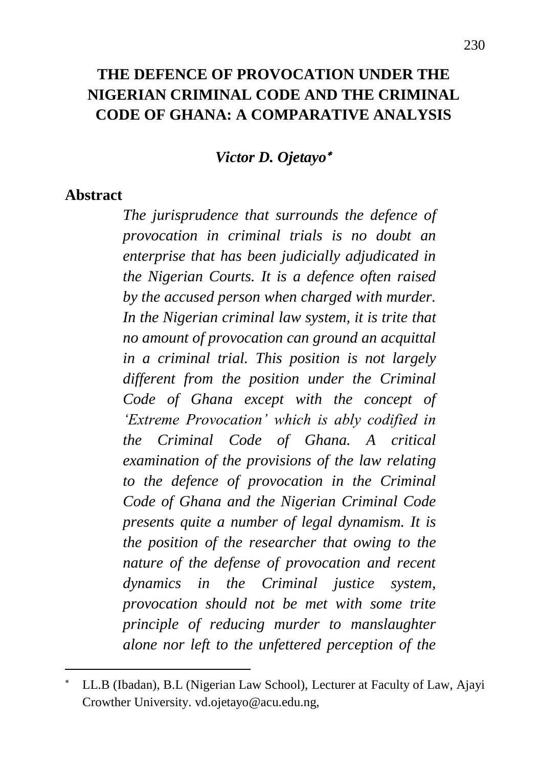# THE DEFENCE OF PROVOCATION UNDER THE NIGERIAN CRIMINAL CODE AND THE CRIMINAL CODE OF GHANA: A COMPARATIVE ANALYSIS

***Victor D. Ojetayo*** [*]

## Abstract

*The jurisprudence that surrounds the defence of provocation in criminal trials is no doubt an enterprise that has been judicially adjudicated in the Nigerian Courts. It is a defence often raised by the accused person when charged with murder. In the Nigerian criminal law system, it is trite that no amount of provocation can ground an acquittal in a criminal trial. This position is not largely different from the position under the Criminal Code of Ghana except with the concept of 'Extreme Provocation' which is ably codified in the Criminal Code of Ghana. A critical examination of the provisions of the law relating to the defence of provocation in the Criminal Code of Ghana and the Nigerian Criminal Code presents quite a number of legal dynamism. It is the position of the researcher that owing to the nature of the defense of provocation and recent dynamics in the Criminal justice system, provocation should not be met with some trite principle of reducing murder to manslaughter alone nor left to the unfettered perception of the*

---

[*] LL.B (Ibadan), B.L (Nigerian Law School), Lecturer at Faculty of Law, Ajayi Crowther University. vd.ojetayo@acu.edu.ng,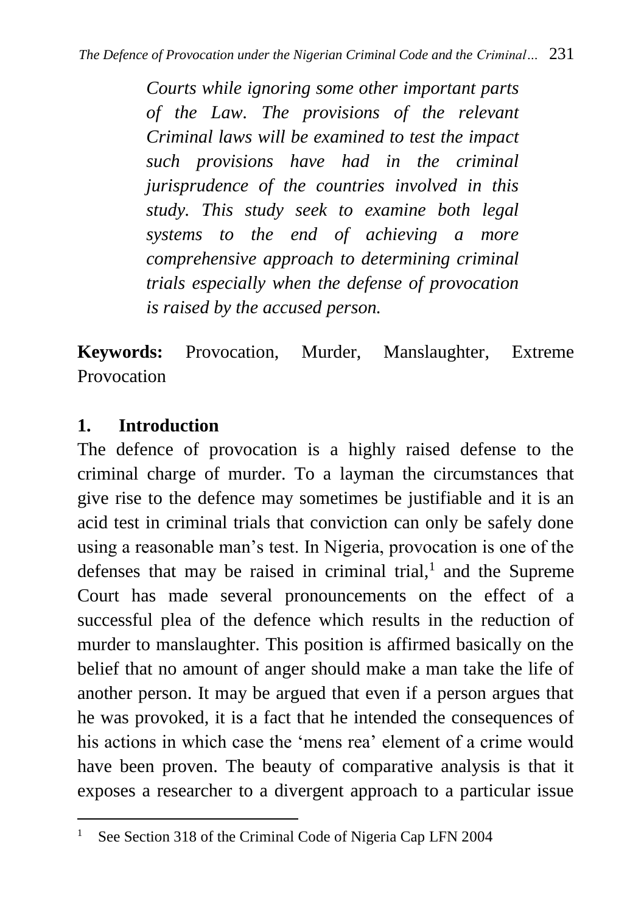*Courts while ignoring some other important parts of the Law. The provisions of the relevant Criminal laws will be examined to test the impact such provisions have had in the criminal jurisprudence of the countries involved in this study. This study seek to examine both legal systems to the end of achieving a more comprehensive approach to determining criminal trials especially when the defense of provocation is raised by the accused person.*

**Keywords:** Provocation, Murder, Manslaughter, Extreme Provocation

## 1. Introduction

The defence of provocation is a highly raised defense to the criminal charge of murder. To a layman the circumstances that give rise to the defence may sometimes be justifiable and it is an acid test in criminal trials that conviction can only be safely done using a reasonable man's test. In Nigeria, provocation is one of the defenses that may be raised in criminal trial,[1] and the Supreme Court has made several pronouncements on the effect of a successful plea of the defence which results in the reduction of murder to manslaughter. This position is affirmed basically on the belief that no amount of anger should make a man take the life of another person. It may be argued that even if a person argues that he was provoked, it is a fact that he intended the consequences of his actions in which case the 'mens rea' element of a crime would have been proven. The beauty of comparative analysis is that it exposes a researcher to a divergent approach to a particular issue

---

[1] See Section 318 of the Criminal Code of Nigeria Cap LFN 2004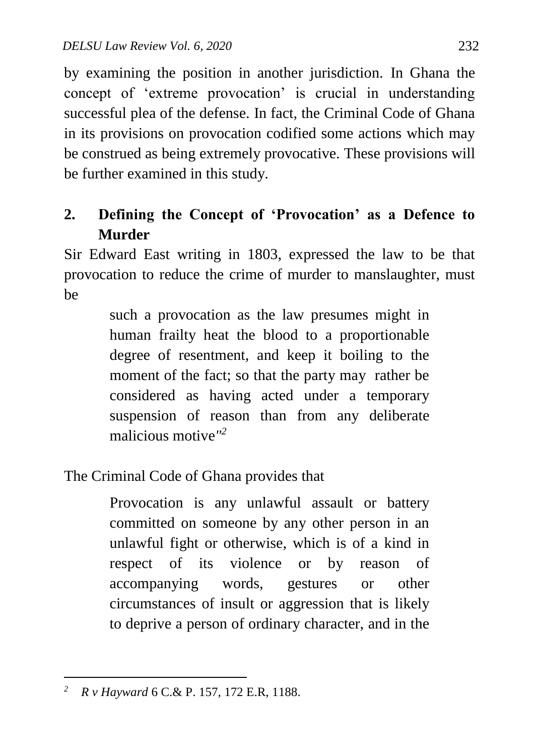by examining the position in another jurisdiction. In Ghana the concept of 'extreme provocation' is crucial in understanding successful plea of the defense. In fact, the Criminal Code of Ghana in its provisions on provocation codified some actions which may be construed as being extremely provocative. These provisions will be further examined in this study.

## 2. Defining the Concept of 'Provocation' as a Defence to Murder

Sir Edward East writing in 1803, expressed the law to be that provocation to reduce the crime of murder to manslaughter, must be

> such a provocation as the law presumes might in human frailty heat the blood to a proportionable degree of resentment, and keep it boiling to the moment of the fact; so that the party may rather be considered as having acted under a temporary suspension of reason than from any deliberate malicious motive"[2]

The Criminal Code of Ghana provides that

> Provocation is any unlawful assault or battery committed on someone by any other person in an unlawful fight or otherwise, which is of a kind in respect of its violence or by reason of accompanying words, gestures or other circumstances of insult or aggression that is likely to deprive a person of ordinary character, and in the

---

[2] *R v Hayward* 6 C.& P. 157, 172 E.R, 1188.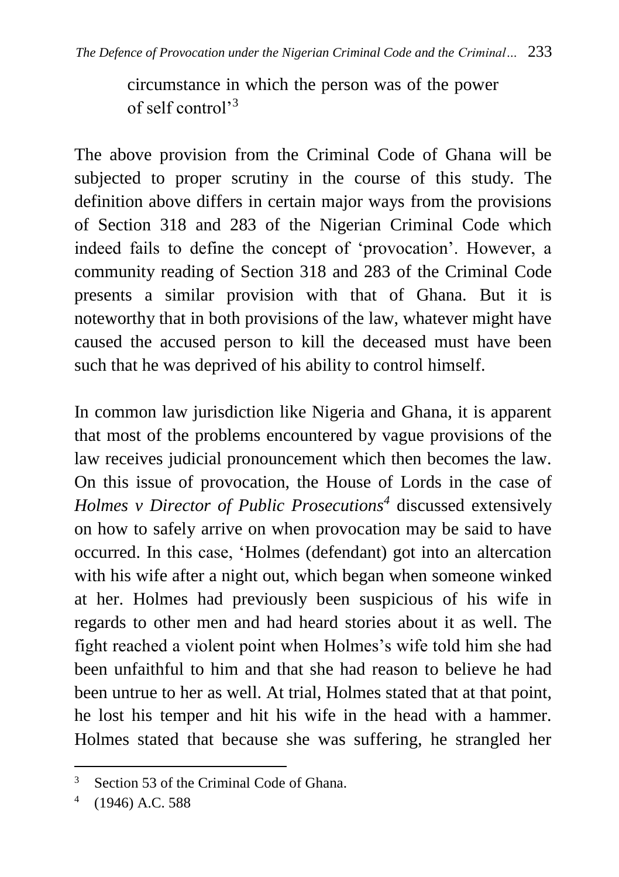circumstance in which the person was of the power of self control'[3]

The above provision from the Criminal Code of Ghana will be subjected to proper scrutiny in the course of this study. The definition above differs in certain major ways from the provisions of Section 318 and 283 of the Nigerian Criminal Code which indeed fails to define the concept of 'provocation'. However, a community reading of Section 318 and 283 of the Criminal Code presents a similar provision with that of Ghana. But it is noteworthy that in both provisions of the law, whatever might have caused the accused person to kill the deceased must have been such that he was deprived of his ability to control himself.

In common law jurisdiction like Nigeria and Ghana, it is apparent that most of the problems encountered by vague provisions of the law receives judicial pronouncement which then becomes the law. On this issue of provocation, the House of Lords in the case of *Holmes v Director of Public Prosecutions*[4] discussed extensively on how to safely arrive on when provocation may be said to have occurred. In this case, 'Holmes (defendant) got into an altercation with his wife after a night out, which began when someone winked at her. Holmes had previously been suspicious of his wife in regards to other men and had heard stories about it as well. The fight reached a violent point when Holmes's wife told him she had been unfaithful to him and that she had reason to believe he had been untrue to her as well. At trial, Holmes stated that at that point, he lost his temper and hit his wife in the head with a hammer. Holmes stated that because she was suffering, he strangled her

---

[3] Section 53 of the Criminal Code of Ghana.

[4] (1946) A.C. 588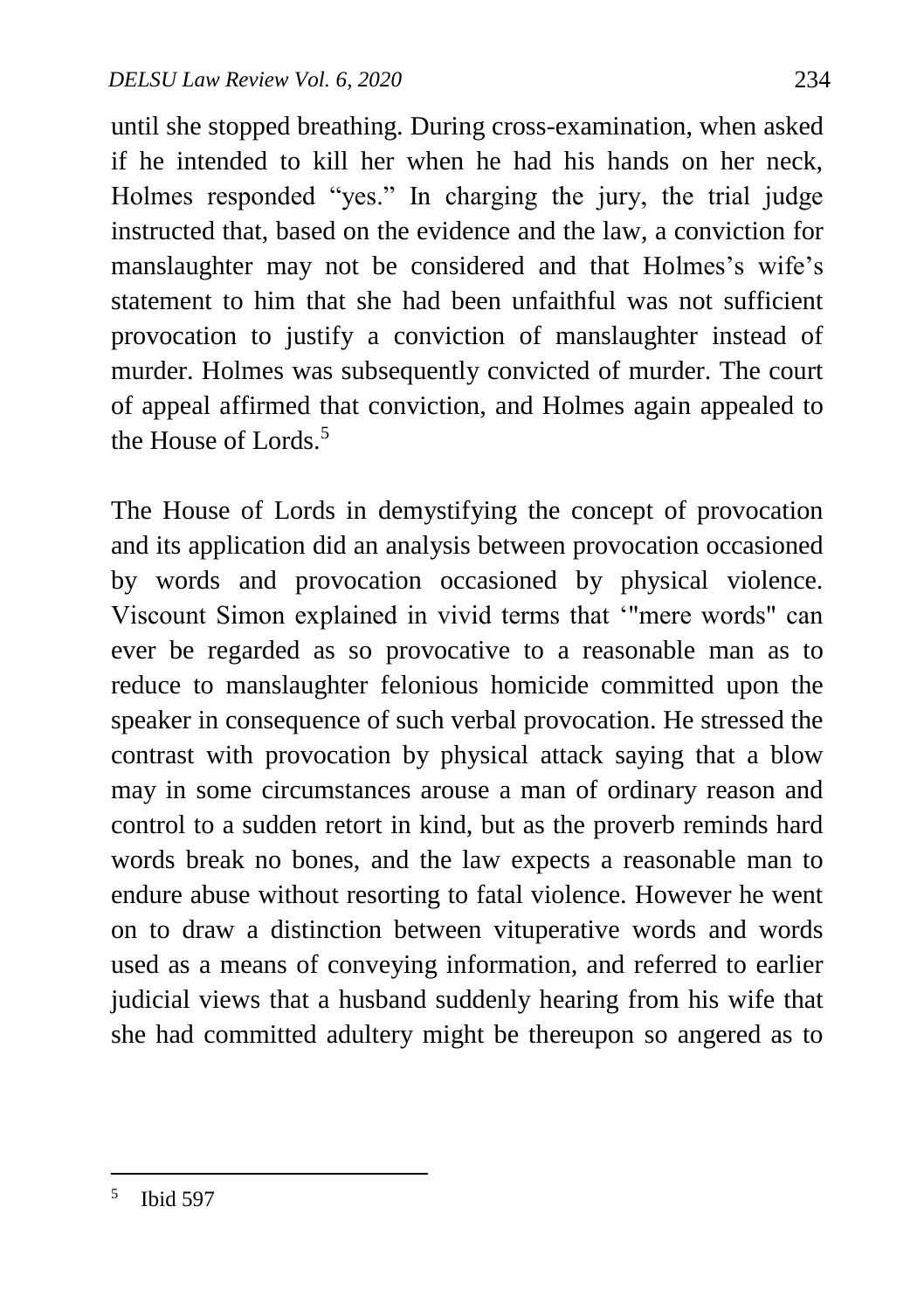until she stopped breathing. During cross-examination, when asked if he intended to kill her when he had his hands on her neck, Holmes responded "yes." In charging the jury, the trial judge instructed that, based on the evidence and the law, a conviction for manslaughter may not be considered and that Holmes's wife's statement to him that she had been unfaithful was not sufficient provocation to justify a conviction of manslaughter instead of murder. Holmes was subsequently convicted of murder. The court of appeal affirmed that conviction, and Holmes again appealed to the House of Lords.[5]

The House of Lords in demystifying the concept of provocation and its application did an analysis between provocation occasioned by words and provocation occasioned by physical violence. Viscount Simon explained in vivid terms that '"mere words" can ever be regarded as so provocative to a reasonable man as to reduce to manslaughter felonious homicide committed upon the speaker in consequence of such verbal provocation. He stressed the contrast with provocation by physical attack saying that a blow may in some circumstances arouse a man of ordinary reason and control to a sudden retort in kind, but as the proverb reminds hard words break no bones, and the law expects a reasonable man to endure abuse without resorting to fatal violence. However he went on to draw a distinction between vituperative words and words used as a means of conveying information, and referred to earlier judicial views that a husband suddenly hearing from his wife that she had committed adultery might be thereupon so angered as to

---

[5] Ibid 597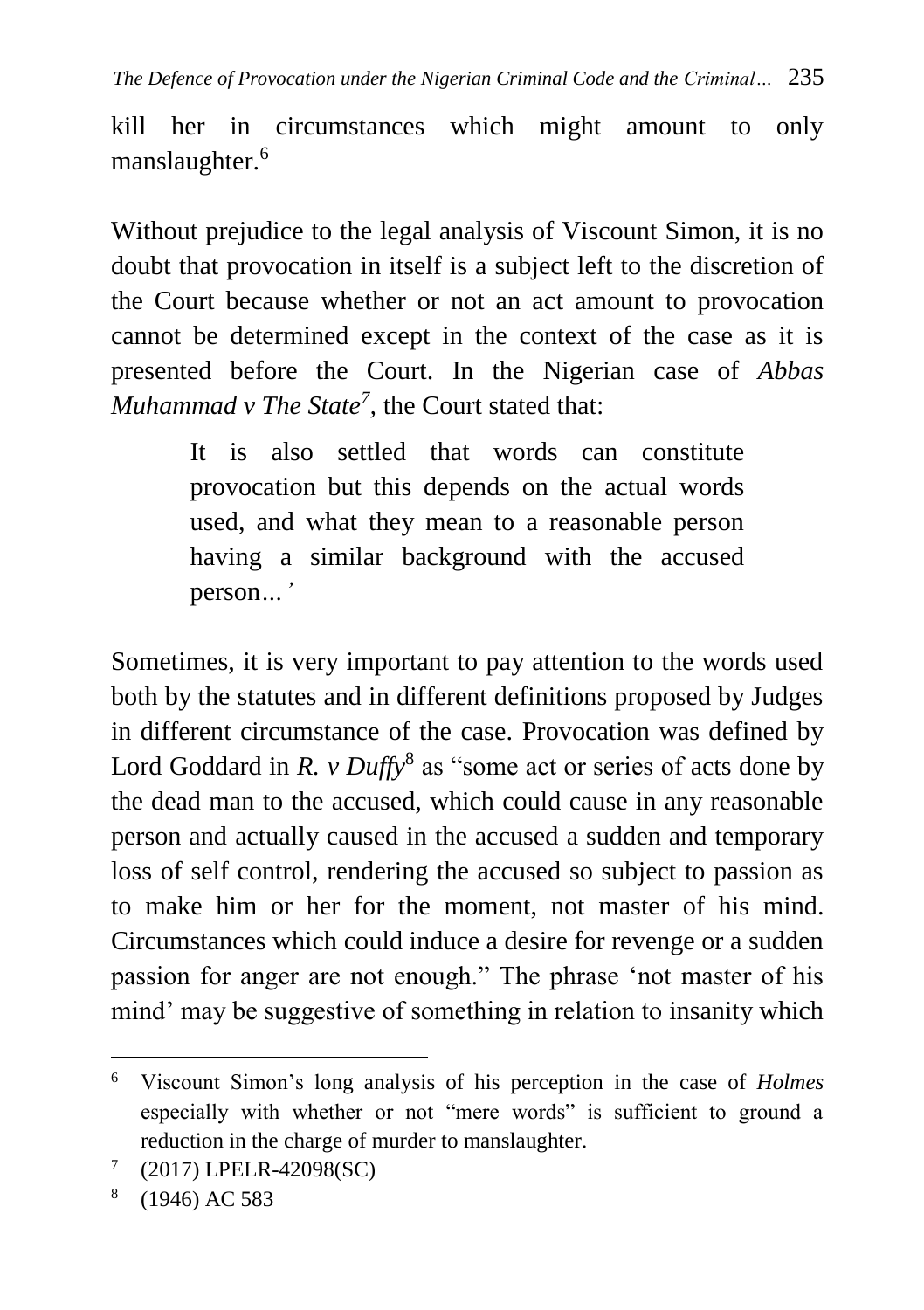kill her in circumstances which might amount to only manslaughter.[6]

Without prejudice to the legal analysis of Viscount Simon, it is no doubt that provocation in itself is a subject left to the discretion of the Court because whether or not an act amount to provocation cannot be determined except in the context of the case as it is presented before the Court. In the Nigerian case of *Abbas Muhammad v The State*[7], the Court stated that:

> It is also settled that words can constitute provocation but this depends on the actual words used, and what they mean to a reasonable person having a similar background with the accused person*...'*

Sometimes, it is very important to pay attention to the words used both by the statutes and in different definitions proposed by Judges in different circumstance of the case. Provocation was defined by Lord Goddard in *R. v Duffy*[8] as "some act or series of acts done by the dead man to the accused, which could cause in any reasonable person and actually caused in the accused a sudden and temporary loss of self control, rendering the accused so subject to passion as to make him or her for the moment, not master of his mind. Circumstances which could induce a desire for revenge or a sudden passion for anger are not enough." The phrase 'not master of his mind' may be suggestive of something in relation to insanity which

---

[6] Viscount Simon's long analysis of his perception in the case of *Holmes* especially with whether or not "mere words" is sufficient to ground a reduction in the charge of murder to manslaughter.

[7] (2017) LPELR-42098(SC)

[8] (1946) AC 583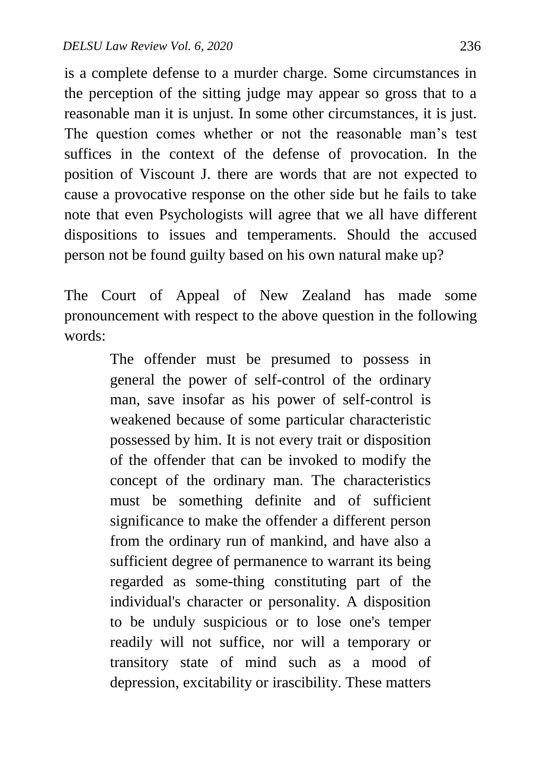is a complete defense to a murder charge. Some circumstances in the perception of the sitting judge may appear so gross that to a reasonable man it is unjust. In some other circumstances, it is just. The question comes whether or not the reasonable man's test suffices in the context of the defense of provocation. In the position of Viscount J. there are words that are not expected to cause a provocative response on the other side but he fails to take note that even Psychologists will agree that we all have different dispositions to issues and temperaments. Should the accused person not be found guilty based on his own natural make up?

The Court of Appeal of New Zealand has made some pronouncement with respect to the above question in the following words:

> The offender must be presumed to possess in general the power of self-control of the ordinary man, save insofar as his power of self-control is weakened because of some particular characteristic possessed by him. It is not every trait or disposition of the offender that can be invoked to modify the concept of the ordinary man. The characteristics must be something definite and of sufficient significance to make the offender a different person from the ordinary run of mankind, and have also a sufficient degree of permanence to warrant its being regarded as some-thing constituting part of the individual's character or personality. A disposition to be unduly suspicious or to lose one's temper readily will not suffice, nor will a temporary or transitory state of mind such as a mood of depression, excitability or irascibility. These matters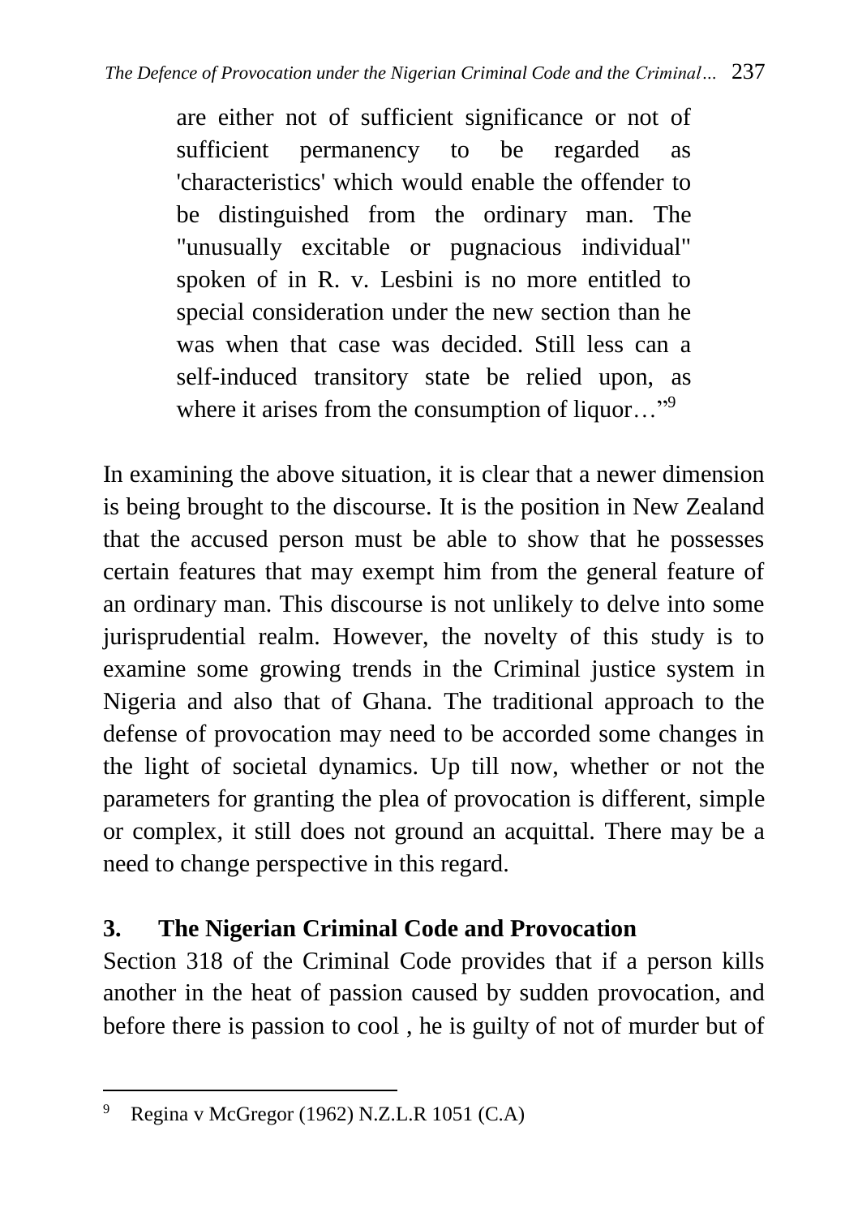> are either not of sufficient significance or not of sufficient permanency to be regarded as 'characteristics' which would enable the offender to be distinguished from the ordinary man. The "unusually excitable or pugnacious individual" spoken of in R. v. Lesbini is no more entitled to special consideration under the new section than he was when that case was decided. Still less can a self-induced transitory state be relied upon, as where it arises from the consumption of liquor…"[9]

In examining the above situation, it is clear that a newer dimension is being brought to the discourse. It is the position in New Zealand that the accused person must be able to show that he possesses certain features that may exempt him from the general feature of an ordinary man. This discourse is not unlikely to delve into some jurisprudential realm. However, the novelty of this study is to examine some growing trends in the Criminal justice system in Nigeria and also that of Ghana. The traditional approach to the defense of provocation may need to be accorded some changes in the light of societal dynamics. Up till now, whether or not the parameters for granting the plea of provocation is different, simple or complex, it still does not ground an acquittal. There may be a need to change perspective in this regard.

## 3. The Nigerian Criminal Code and Provocation

Section 318 of the Criminal Code provides that if a person kills another in the heat of passion caused by sudden provocation, and before there is passion to cool , he is guilty of not of murder but of

---

[9] Regina v McGregor (1962) N.Z.L.R 1051 (C.A)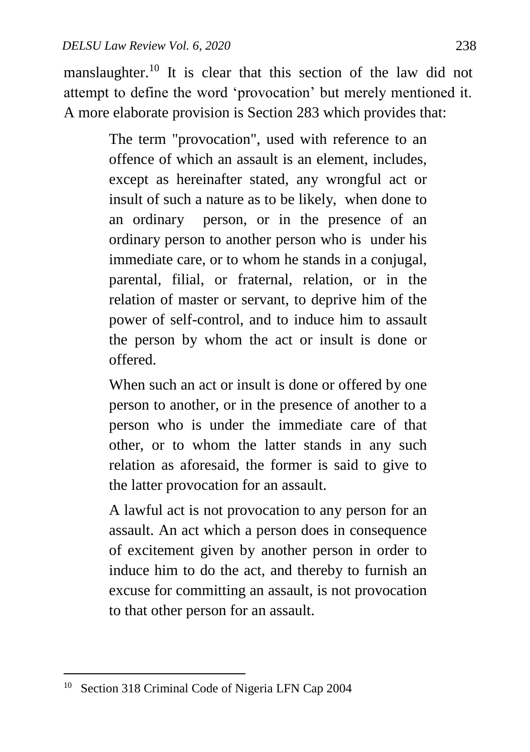manslaughter.[10] It is clear that this section of the law did not attempt to define the word 'provocation' but merely mentioned it. A more elaborate provision is Section 283 which provides that:

> The term "provocation", used with reference to an offence of which an assault is an element, includes, except as hereinafter stated, any wrongful act or insult of such a nature as to be likely, when done to an ordinary person, or in the presence of an ordinary person to another person who is under his immediate care, or to whom he stands in a conjugal, parental, filial, or fraternal, relation, or in the relation of master or servant, to deprive him of the power of self-control, and to induce him to assault the person by whom the act or insult is done or offered.
>
> When such an act or insult is done or offered by one person to another, or in the presence of another to a person who is under the immediate care of that other, or to whom the latter stands in any such relation as aforesaid, the former is said to give to the latter provocation for an assault.
>
> A lawful act is not provocation to any person for an assault. An act which a person does in consequence of excitement given by another person in order to induce him to do the act, and thereby to furnish an excuse for committing an assault, is not provocation to that other person for an assault.

---

[10] Section 318 Criminal Code of Nigeria LFN Cap 2004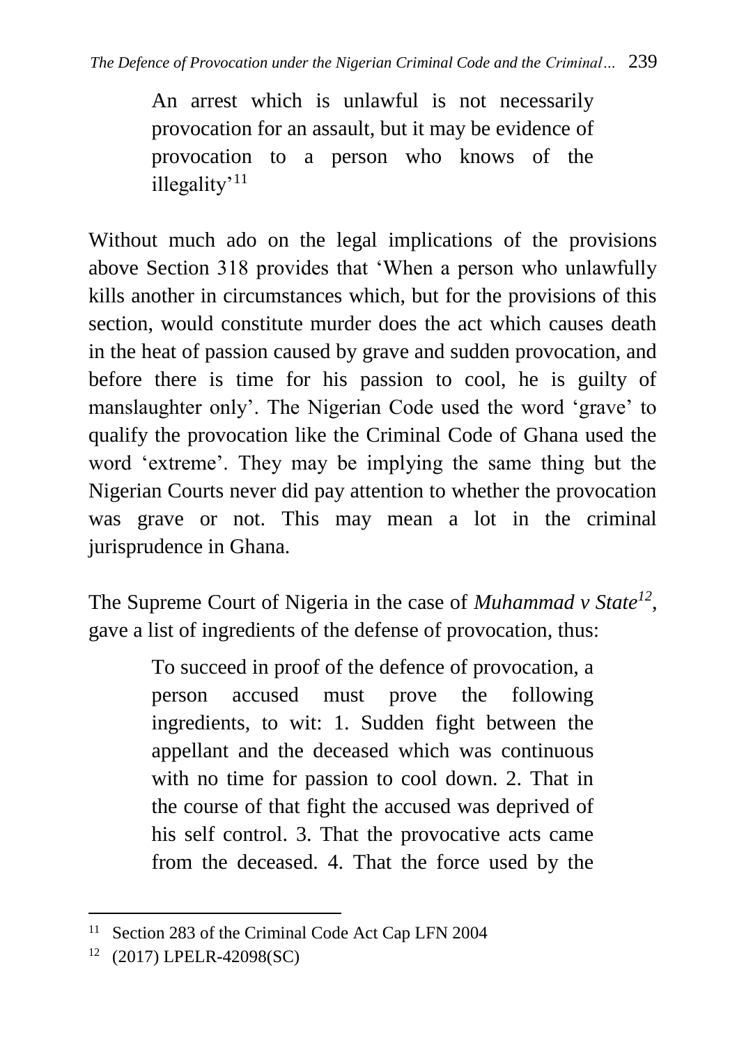> An arrest which is unlawful is not necessarily provocation for an assault, but it may be evidence of provocation to a person who knows of the illegality'[11]

Without much ado on the legal implications of the provisions above Section 318 provides that 'When a person who unlawfully kills another in circumstances which, but for the provisions of this section, would constitute murder does the act which causes death in the heat of passion caused by grave and sudden provocation, and before there is time for his passion to cool, he is guilty of manslaughter only'. The Nigerian Code used the word 'grave' to qualify the provocation like the Criminal Code of Ghana used the word 'extreme'. They may be implying the same thing but the Nigerian Courts never did pay attention to whether the provocation was grave or not. This may mean a lot in the criminal jurisprudence in Ghana.

The Supreme Court of Nigeria in the case of *Muhammad v State*[12], gave a list of ingredients of the defense of provocation, thus:

> To succeed in proof of the defence of provocation, a person accused must prove the following ingredients, to wit: 1. Sudden fight between the appellant and the deceased which was continuous with no time for passion to cool down. 2. That in the course of that fight the accused was deprived of his self control. 3. That the provocative acts came from the deceased. 4. That the force used by the

[11] Section 283 of the Criminal Code Act Cap LFN 2004

[12] (2017) LPELR-42098(SC)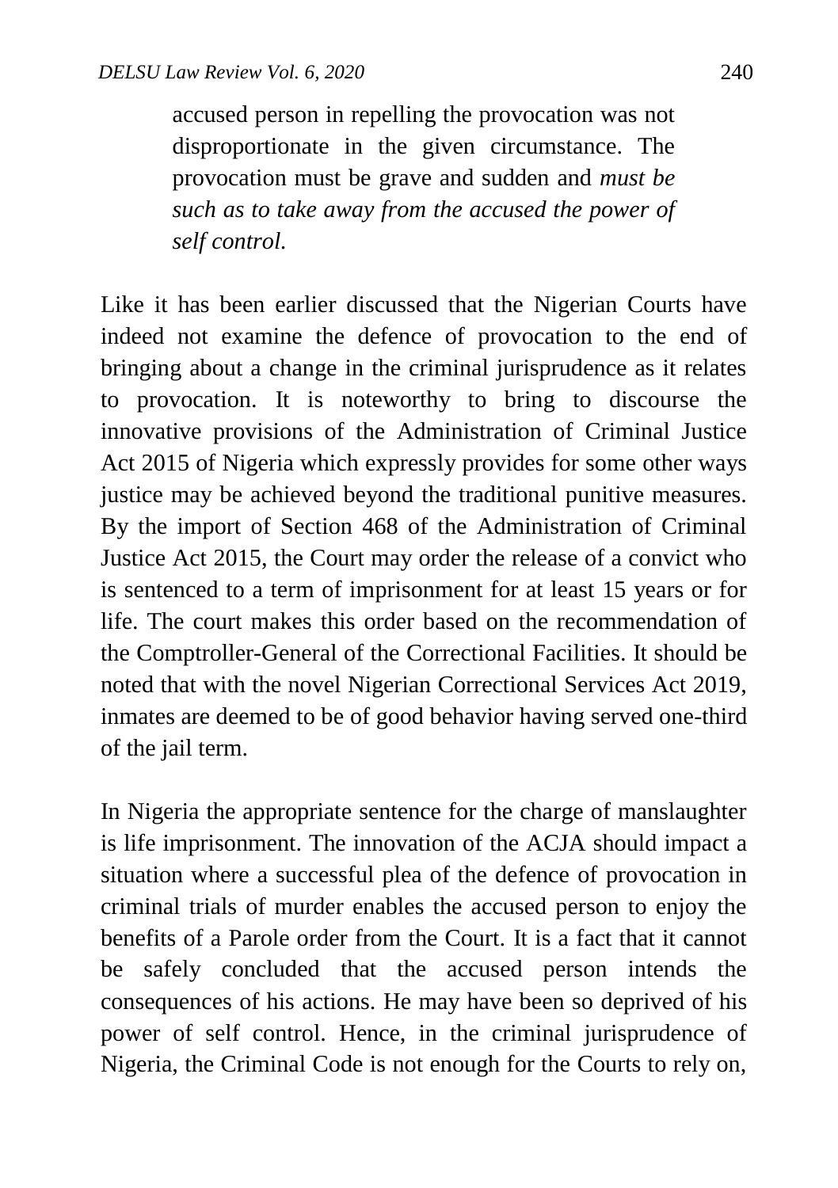> accused person in repelling the provocation was not disproportionate in the given circumstance. The provocation must be grave and sudden and *must be such as to take away from the accused the power of self control.*

Like it has been earlier discussed that the Nigerian Courts have indeed not examine the defence of provocation to the end of bringing about a change in the criminal jurisprudence as it relates to provocation. It is noteworthy to bring to discourse the innovative provisions of the Administration of Criminal Justice Act 2015 of Nigeria which expressly provides for some other ways justice may be achieved beyond the traditional punitive measures. By the import of Section 468 of the Administration of Criminal Justice Act 2015, the Court may order the release of a convict who is sentenced to a term of imprisonment for at least 15 years or for life. The court makes this order based on the recommendation of the Comptroller-General of the Correctional Facilities. It should be noted that with the novel Nigerian Correctional Services Act 2019, inmates are deemed to be of good behavior having served one-third of the jail term.

In Nigeria the appropriate sentence for the charge of manslaughter is life imprisonment. The innovation of the ACJA should impact a situation where a successful plea of the defence of provocation in criminal trials of murder enables the accused person to enjoy the benefits of a Parole order from the Court. It is a fact that it cannot be safely concluded that the accused person intends the consequences of his actions. He may have been so deprived of his power of self control. Hence, in the criminal jurisprudence of Nigeria, the Criminal Code is not enough for the Courts to rely on,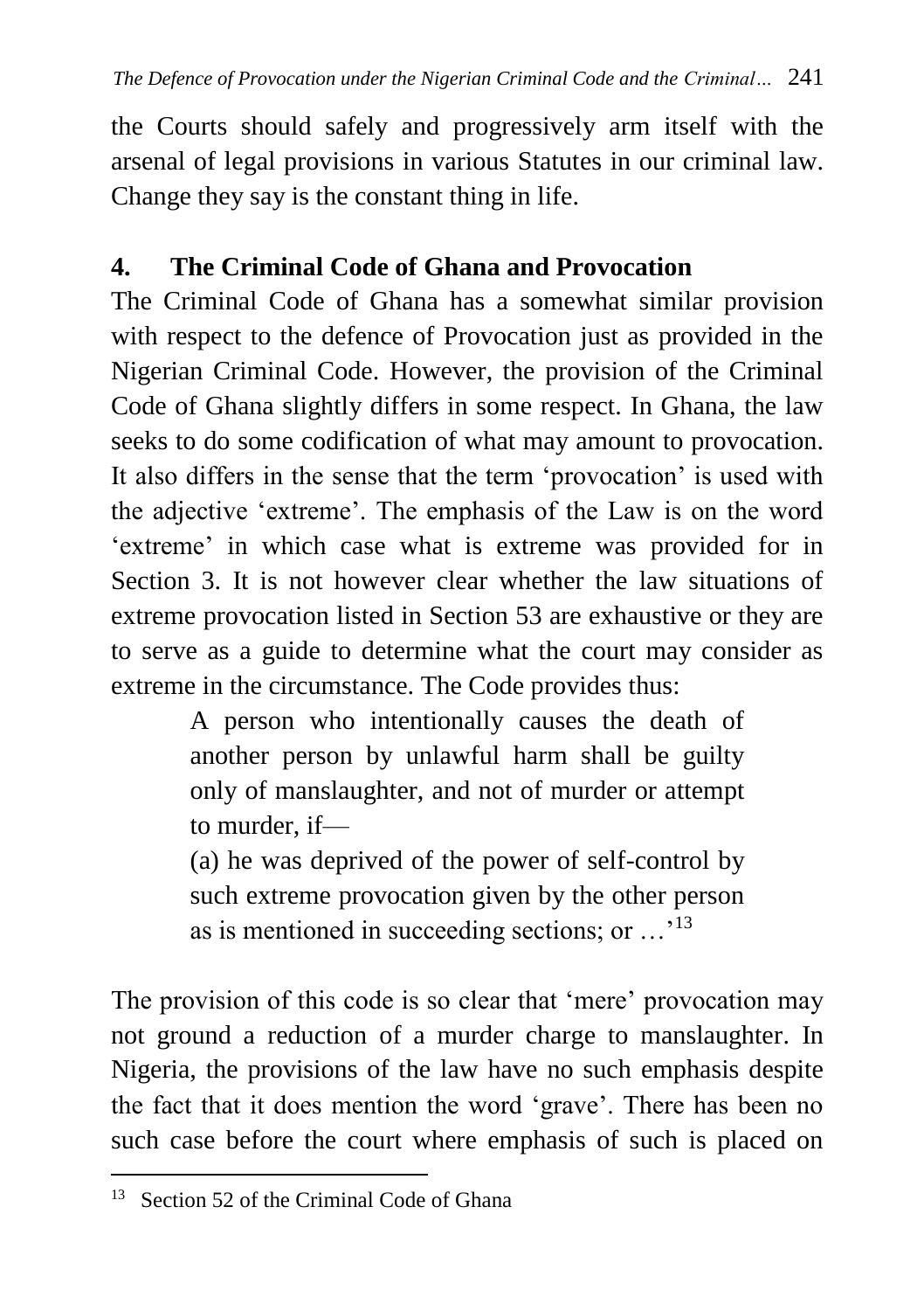the Courts should safely and progressively arm itself with the arsenal of legal provisions in various Statutes in our criminal law. Change they say is the constant thing in life.

## 4. The Criminal Code of Ghana and Provocation

The Criminal Code of Ghana has a somewhat similar provision with respect to the defence of Provocation just as provided in the Nigerian Criminal Code. However, the provision of the Criminal Code of Ghana slightly differs in some respect. In Ghana, the law seeks to do some codification of what may amount to provocation. It also differs in the sense that the term 'provocation' is used with the adjective 'extreme'. The emphasis of the Law is on the word 'extreme' in which case what is extreme was provided for in Section 3. It is not however clear whether the law situations of extreme provocation listed in Section 53 are exhaustive or they are to serve as a guide to determine what the court may consider as extreme in the circumstance. The Code provides thus:

> A person who intentionally causes the death of another person by unlawful harm shall be guilty only of manslaughter, and not of murder or attempt to murder, if—
>
> (a) he was deprived of the power of self-control by such extreme provocation given by the other person as is mentioned in succeeding sections; or …'[13]

The provision of this code is so clear that 'mere' provocation may not ground a reduction of a murder charge to manslaughter. In Nigeria, the provisions of the law have no such emphasis despite the fact that it does mention the word 'grave'. There has been no such case before the court where emphasis of such is placed on

---

[13] Section 52 of the Criminal Code of Ghana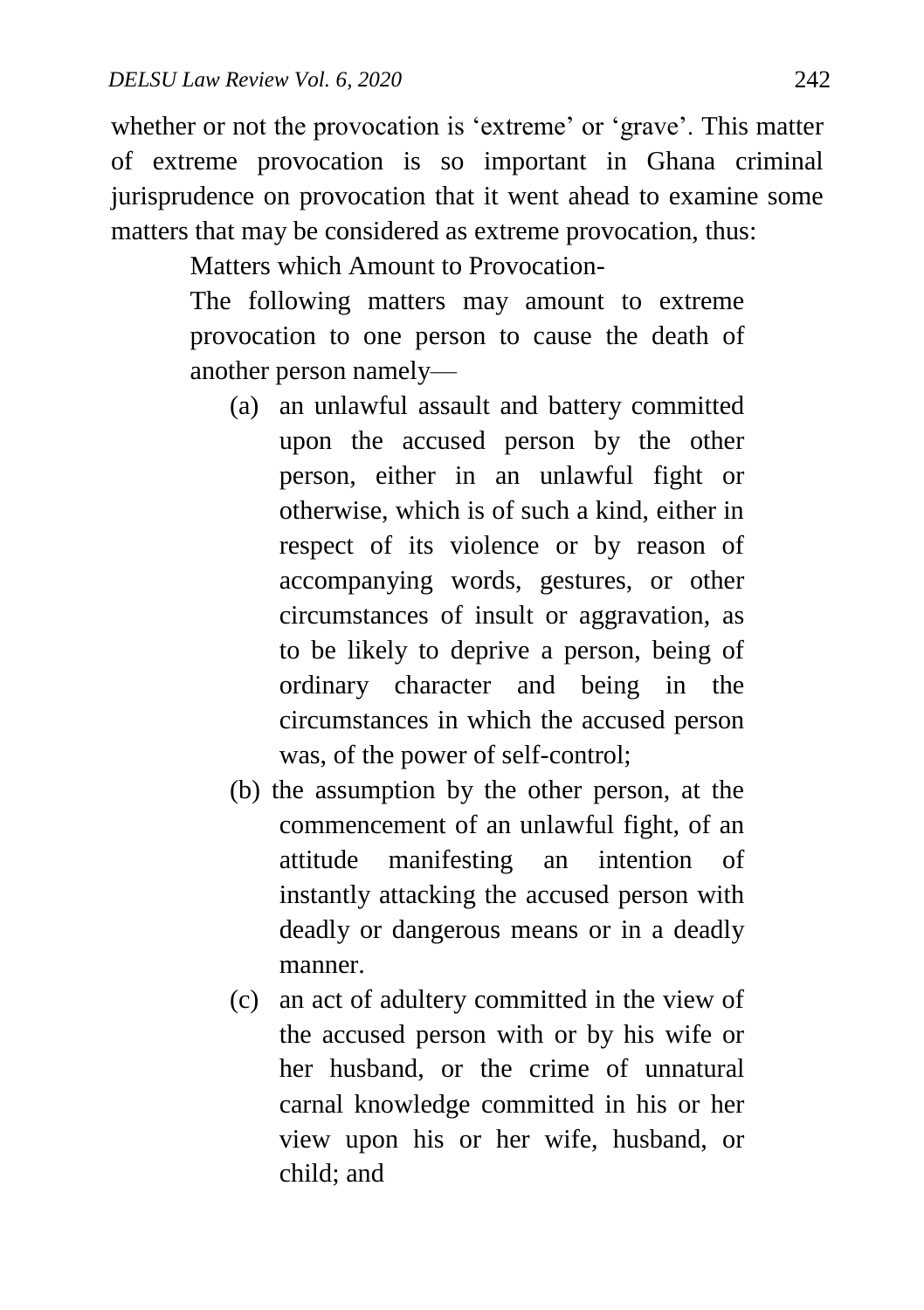whether or not the provocation is 'extreme' or 'grave'. This matter of extreme provocation is so important in Ghana criminal jurisprudence on provocation that it went ahead to examine some matters that may be considered as extreme provocation, thus:

> Matters which Amount to Provocation-
>
> The following matters may amount to extreme provocation to one person to cause the death of another person namely—
>
> (a) an unlawful assault and battery committed upon the accused person by the other person, either in an unlawful fight or otherwise, which is of such a kind, either in respect of its violence or by reason of accompanying words, gestures, or other circumstances of insult or aggravation, as to be likely to deprive a person, being of ordinary character and being in the circumstances in which the accused person was, of the power of self-control;
>
> (b) the assumption by the other person, at the commencement of an unlawful fight, of an attitude manifesting an intention of instantly attacking the accused person with deadly or dangerous means or in a deadly manner.
>
> (c) an act of adultery committed in the view of the accused person with or by his wife or her husband, or the crime of unnatural carnal knowledge committed in his or her view upon his or her wife, husband, or child; and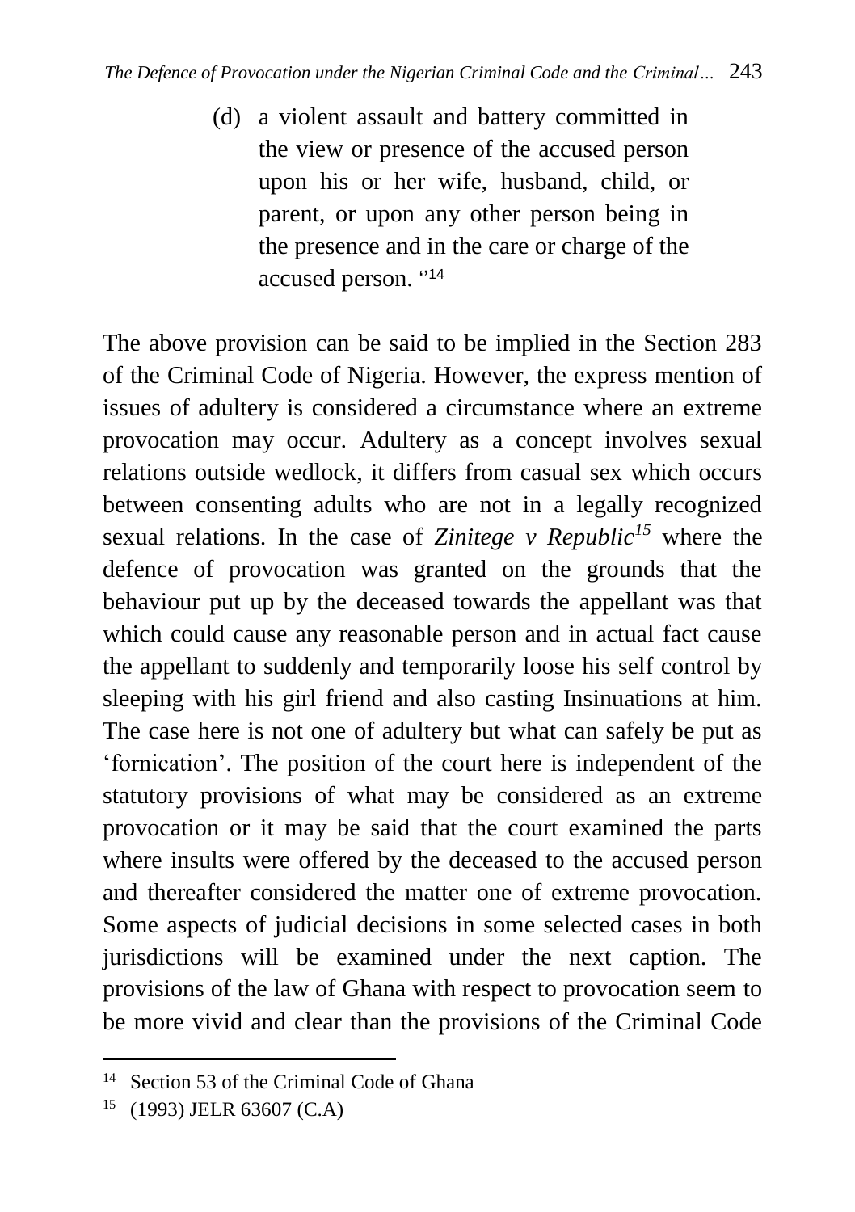(d) a violent assault and battery committed in the view or presence of the accused person upon his or her wife, husband, child, or parent, or upon any other person being in the presence and in the care or charge of the accused person. ''[14]

The above provision can be said to be implied in the Section 283 of the Criminal Code of Nigeria. However, the express mention of issues of adultery is considered a circumstance where an extreme provocation may occur. Adultery as a concept involves sexual relations outside wedlock, it differs from casual sex which occurs between consenting adults who are not in a legally recognized sexual relations. In the case of *Zinitege v Republic*[15] where the defence of provocation was granted on the grounds that the behaviour put up by the deceased towards the appellant was that which could cause any reasonable person and in actual fact cause the appellant to suddenly and temporarily loose his self control by sleeping with his girl friend and also casting Insinuations at him. The case here is not one of adultery but what can safely be put as 'fornication'. The position of the court here is independent of the statutory provisions of what may be considered as an extreme provocation or it may be said that the court examined the parts where insults were offered by the deceased to the accused person and thereafter considered the matter one of extreme provocation. Some aspects of judicial decisions in some selected cases in both jurisdictions will be examined under the next caption. The provisions of the law of Ghana with respect to provocation seem to be more vivid and clear than the provisions of the Criminal Code

[14] Section 53 of the Criminal Code of Ghana

[15] (1993) JELR 63607 (C.A)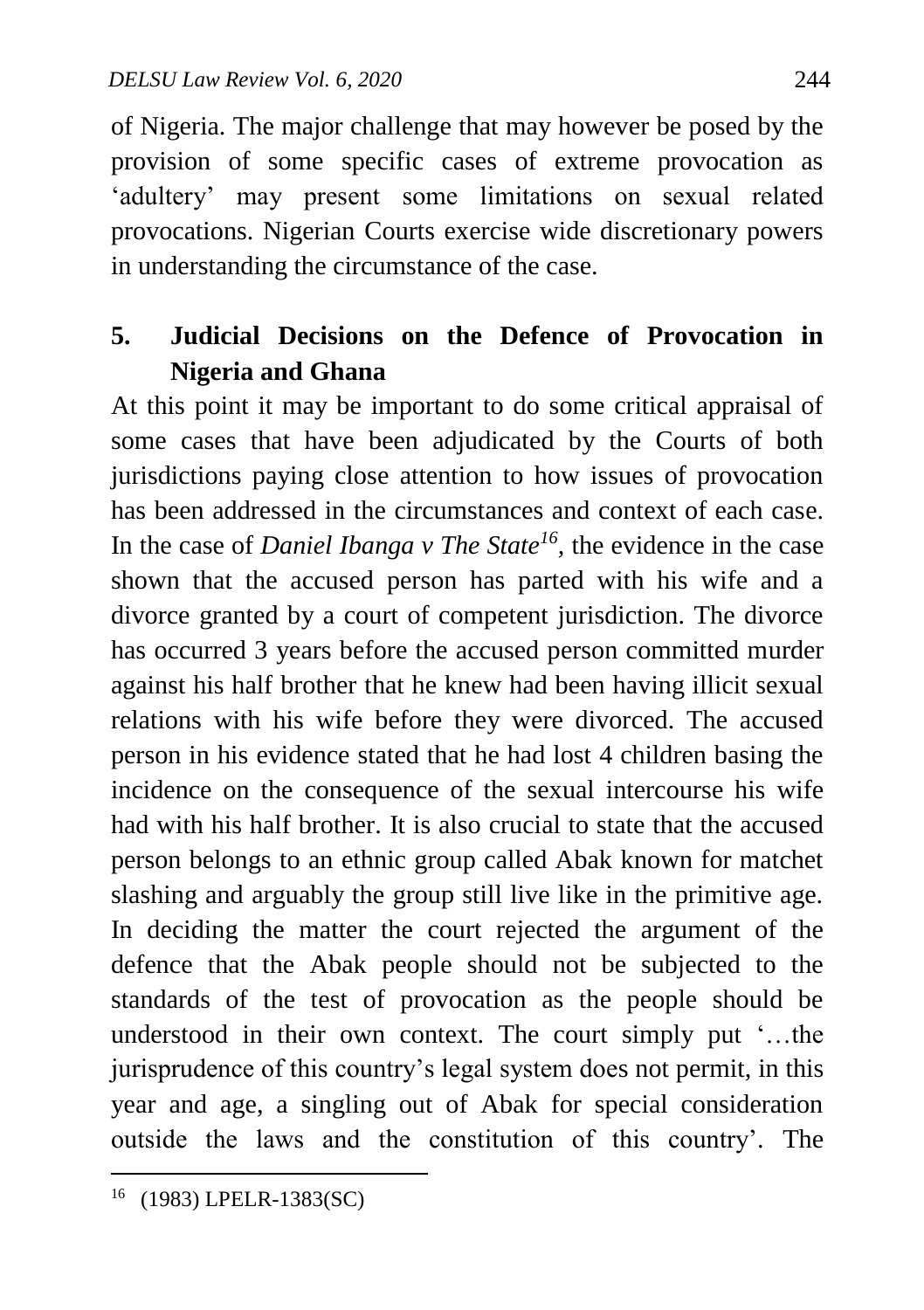of Nigeria. The major challenge that may however be posed by the provision of some specific cases of extreme provocation as 'adultery' may present some limitations on sexual related provocations. Nigerian Courts exercise wide discretionary powers in understanding the circumstance of the case.

## 5. Judicial Decisions on the Defence of Provocation in Nigeria and Ghana

At this point it may be important to do some critical appraisal of some cases that have been adjudicated by the Courts of both jurisdictions paying close attention to how issues of provocation has been addressed in the circumstances and context of each case. In the case of *Daniel Ibanga v The State*[16], the evidence in the case shown that the accused person has parted with his wife and a divorce granted by a court of competent jurisdiction. The divorce has occurred 3 years before the accused person committed murder against his half brother that he knew had been having illicit sexual relations with his wife before they were divorced. The accused person in his evidence stated that he had lost 4 children basing the incidence on the consequence of the sexual intercourse his wife had with his half brother. It is also crucial to state that the accused person belongs to an ethnic group called Abak known for matchet slashing and arguably the group still live like in the primitive age. In deciding the matter the court rejected the argument of the defence that the Abak people should not be subjected to the standards of the test of provocation as the people should be understood in their own context. The court simply put '…the jurisprudence of this country's legal system does not permit, in this year and age, a singling out of Abak for special consideration outside the laws and the constitution of this country'. The

[16] (1983) LPELR-1383(SC)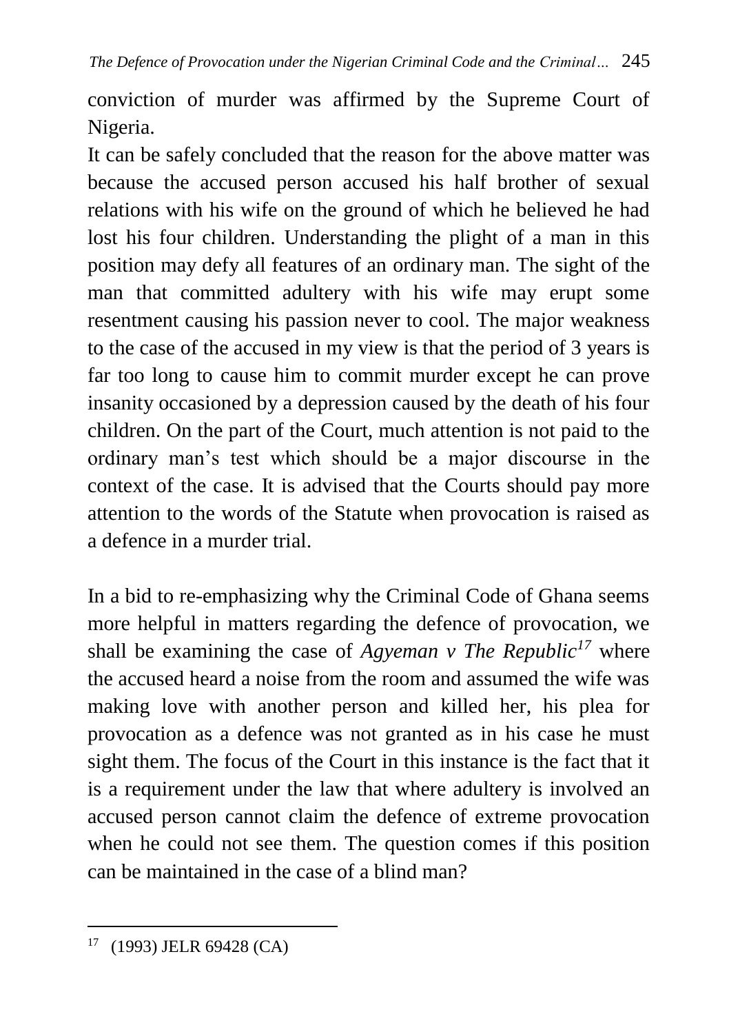conviction of murder was affirmed by the Supreme Court of Nigeria.

It can be safely concluded that the reason for the above matter was because the accused person accused his half brother of sexual relations with his wife on the ground of which he believed he had lost his four children. Understanding the plight of a man in this position may defy all features of an ordinary man. The sight of the man that committed adultery with his wife may erupt some resentment causing his passion never to cool. The major weakness to the case of the accused in my view is that the period of 3 years is far too long to cause him to commit murder except he can prove insanity occasioned by a depression caused by the death of his four children. On the part of the Court, much attention is not paid to the ordinary man's test which should be a major discourse in the context of the case. It is advised that the Courts should pay more attention to the words of the Statute when provocation is raised as a defence in a murder trial.

In a bid to re-emphasizing why the Criminal Code of Ghana seems more helpful in matters regarding the defence of provocation, we shall be examining the case of *Agyeman v The Republic*[17] where the accused heard a noise from the room and assumed the wife was making love with another person and killed her, his plea for provocation as a defence was not granted as in his case he must sight them. The focus of the Court in this instance is the fact that it is a requirement under the law that where adultery is involved an accused person cannot claim the defence of extreme provocation when he could not see them. The question comes if this position can be maintained in the case of a blind man?

---

[17] (1993) JELR 69428 (CA)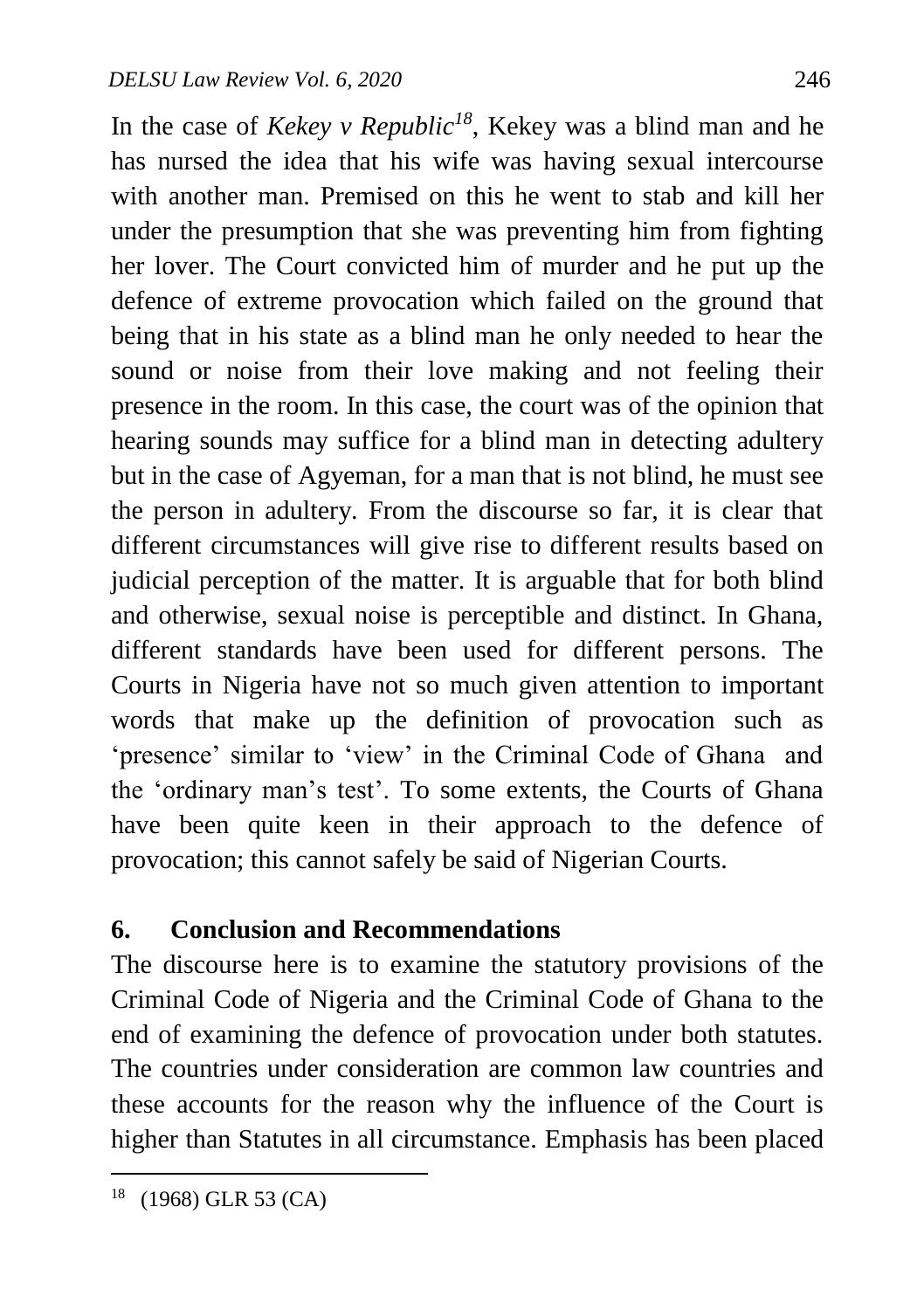In the case of *Kekey v Republic*[18], Kekey was a blind man and he has nursed the idea that his wife was having sexual intercourse with another man. Premised on this he went to stab and kill her under the presumption that she was preventing him from fighting her lover. The Court convicted him of murder and he put up the defence of extreme provocation which failed on the ground that being that in his state as a blind man he only needed to hear the sound or noise from their love making and not feeling their presence in the room. In this case, the court was of the opinion that hearing sounds may suffice for a blind man in detecting adultery but in the case of Agyeman, for a man that is not blind, he must see the person in adultery. From the discourse so far, it is clear that different circumstances will give rise to different results based on judicial perception of the matter. It is arguable that for both blind and otherwise, sexual noise is perceptible and distinct. In Ghana, different standards have been used for different persons. The Courts in Nigeria have not so much given attention to important words that make up the definition of provocation such as 'presence' similar to 'view' in the Criminal Code of Ghana and the 'ordinary man's test'. To some extents, the Courts of Ghana have been quite keen in their approach to the defence of provocation; this cannot safely be said of Nigerian Courts.

## 6. Conclusion and Recommendations

The discourse here is to examine the statutory provisions of the Criminal Code of Nigeria and the Criminal Code of Ghana to the end of examining the defence of provocation under both statutes. The countries under consideration are common law countries and these accounts for the reason why the influence of the Court is higher than Statutes in all circumstance. Emphasis has been placed

---

[18] (1968) GLR 53 (CA)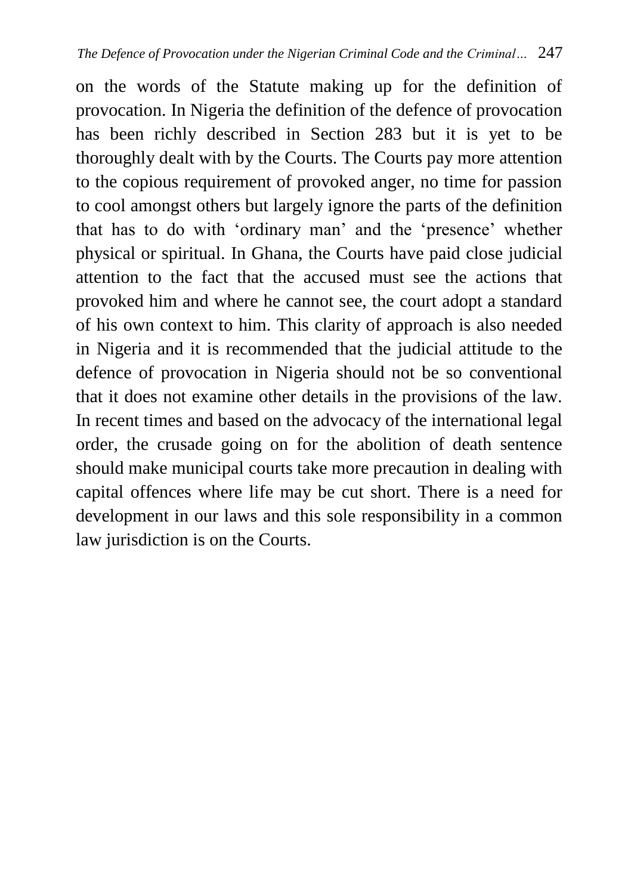on the words of the Statute making up for the definition of provocation. In Nigeria the definition of the defence of provocation has been richly described in Section 283 but it is yet to be thoroughly dealt with by the Courts. The Courts pay more attention to the copious requirement of provoked anger, no time for passion to cool amongst others but largely ignore the parts of the definition that has to do with 'ordinary man' and the 'presence' whether physical or spiritual. In Ghana, the Courts have paid close judicial attention to the fact that the accused must see the actions that provoked him and where he cannot see, the court adopt a standard of his own context to him. This clarity of approach is also needed in Nigeria and it is recommended that the judicial attitude to the defence of provocation in Nigeria should not be so conventional that it does not examine other details in the provisions of the law. In recent times and based on the advocacy of the international legal order, the crusade going on for the abolition of death sentence should make municipal courts take more precaution in dealing with capital offences where life may be cut short. There is a need for development in our laws and this sole responsibility in a common law jurisdiction is on the Courts.